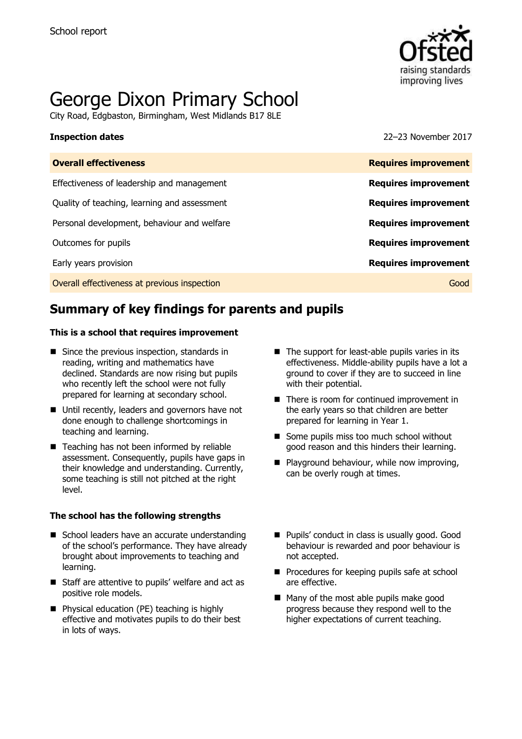School report

# George Dixon Primary School

City Road, Edgbaston, Birmingham, West Midlands B17 8LE

**Inspection dates** 22–23 November 2017

| **Overall effectiveness** | **Requires improvement** |
| --- | --- |
| Effectiveness of leadership and management | **Requires improvement** |
| Quality of teaching, learning and assessment | **Requires improvement** |
| Personal development, behaviour and welfare | **Requires improvement** |
| Outcomes for pupils | **Requires improvement** |
| Early years provision | **Requires improvement** |
| Overall effectiveness at previous inspection | Good |

## Summary of key findings for parents and pupils

**This is a school that requires improvement**

- Since the previous inspection, standards in reading, writing and mathematics have declined. Standards are now rising but pupils who recently left the school were not fully prepared for learning at secondary school.
- Until recently, leaders and governors have not done enough to challenge shortcomings in teaching and learning.
- Teaching has not been informed by reliable assessment. Consequently, pupils have gaps in their knowledge and understanding. Currently, some teaching is still not pitched at the right level.
- The support for least-able pupils varies in its effectiveness. Middle-ability pupils have a lot a ground to cover if they are to succeed in line with their potential.
- There is room for continued improvement in the early years so that children are better prepared for learning in Year 1.
- Some pupils miss too much school without good reason and this hinders their learning.
- Playground behaviour, while now improving, can be overly rough at times.

**The school has the following strengths**

- School leaders have an accurate understanding of the school's performance. They have already brought about improvements to teaching and learning.
- Staff are attentive to pupils' welfare and act as positive role models.
- Physical education (PE) teaching is highly effective and motivates pupils to do their best in lots of ways.
- Pupils' conduct in class is usually good. Good behaviour is rewarded and poor behaviour is not accepted.
- Procedures for keeping pupils safe at school are effective.
- Many of the most able pupils make good progress because they respond well to the higher expectations of current teaching.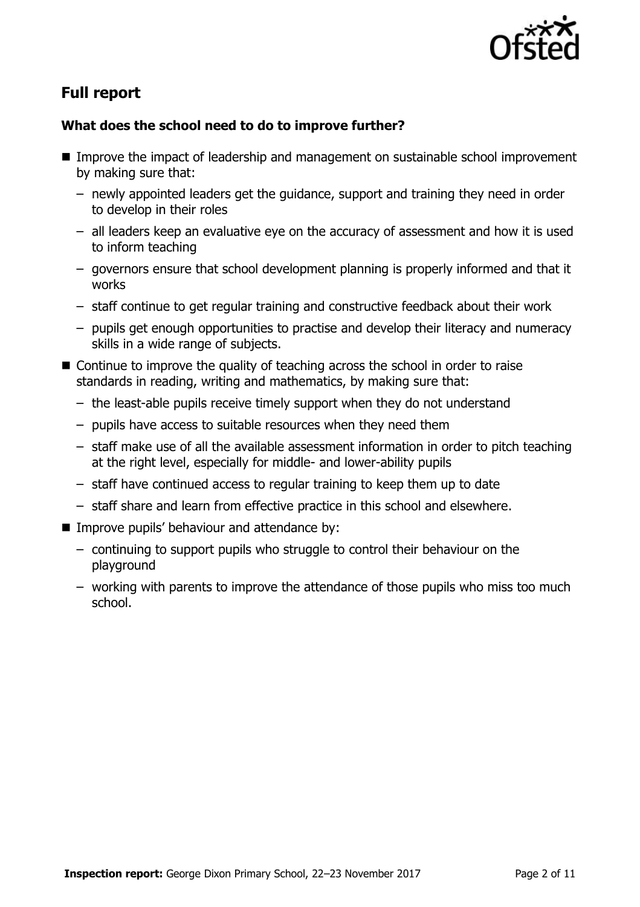## Full report

### What does the school need to do to improve further?

- Improve the impact of leadership and management on sustainable school improvement by making sure that:
  - newly appointed leaders get the guidance, support and training they need in order to develop in their roles
  - all leaders keep an evaluative eye on the accuracy of assessment and how it is used to inform teaching
  - governors ensure that school development planning is properly informed and that it works
  - staff continue to get regular training and constructive feedback about their work
  - pupils get enough opportunities to practise and develop their literacy and numeracy skills in a wide range of subjects.
- Continue to improve the quality of teaching across the school in order to raise standards in reading, writing and mathematics, by making sure that:
  - the least-able pupils receive timely support when they do not understand
  - pupils have access to suitable resources when they need them
  - staff make use of all the available assessment information in order to pitch teaching at the right level, especially for middle- and lower-ability pupils
  - staff have continued access to regular training to keep them up to date
  - staff share and learn from effective practice in this school and elsewhere.
- Improve pupils' behaviour and attendance by:
  - continuing to support pupils who struggle to control their behaviour on the playground
  - working with parents to improve the attendance of those pupils who miss too much school.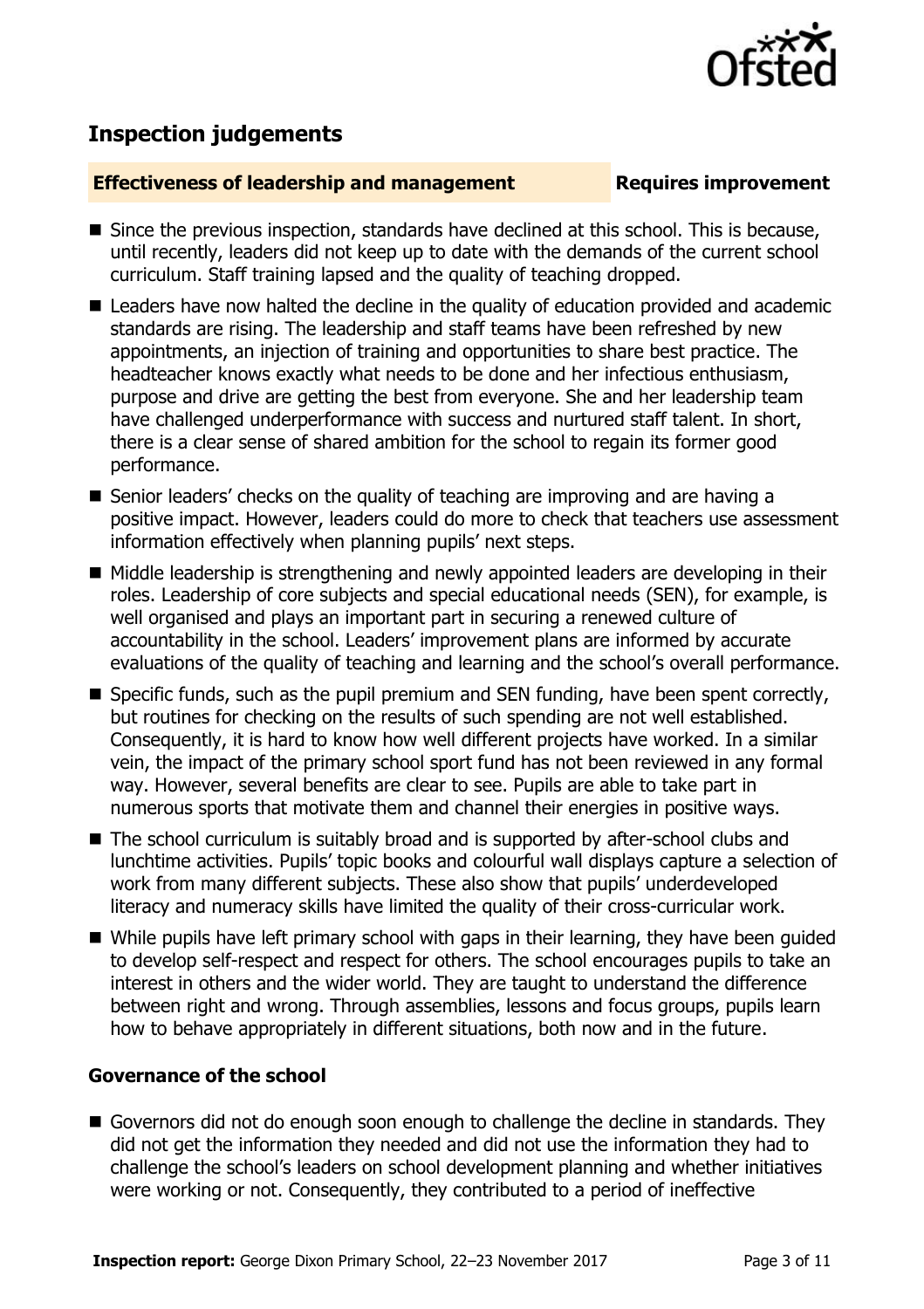## Inspection judgements

**Effectiveness of leadership and management** **Requires improvement**

- Since the previous inspection, standards have declined at this school. This is because, until recently, leaders did not keep up to date with the demands of the current school curriculum. Staff training lapsed and the quality of teaching dropped.
- Leaders have now halted the decline in the quality of education provided and academic standards are rising. The leadership and staff teams have been refreshed by new appointments, an injection of training and opportunities to share best practice. The headteacher knows exactly what needs to be done and her infectious enthusiasm, purpose and drive are getting the best from everyone. She and her leadership team have challenged underperformance with success and nurtured staff talent. In short, there is a clear sense of shared ambition for the school to regain its former good performance.
- Senior leaders' checks on the quality of teaching are improving and are having a positive impact. However, leaders could do more to check that teachers use assessment information effectively when planning pupils' next steps.
- Middle leadership is strengthening and newly appointed leaders are developing in their roles. Leadership of core subjects and special educational needs (SEN), for example, is well organised and plays an important part in securing a renewed culture of accountability in the school. Leaders' improvement plans are informed by accurate evaluations of the quality of teaching and learning and the school's overall performance.
- Specific funds, such as the pupil premium and SEN funding, have been spent correctly, but routines for checking on the results of such spending are not well established. Consequently, it is hard to know how well different projects have worked. In a similar vein, the impact of the primary school sport fund has not been reviewed in any formal way. However, several benefits are clear to see. Pupils are able to take part in numerous sports that motivate them and channel their energies in positive ways.
- The school curriculum is suitably broad and is supported by after-school clubs and lunchtime activities. Pupils' topic books and colourful wall displays capture a selection of work from many different subjects. These also show that pupils' underdeveloped literacy and numeracy skills have limited the quality of their cross-curricular work.
- While pupils have left primary school with gaps in their learning, they have been guided to develop self-respect and respect for others. The school encourages pupils to take an interest in others and the wider world. They are taught to understand the difference between right and wrong. Through assemblies, lessons and focus groups, pupils learn how to behave appropriately in different situations, both now and in the future.

### Governance of the school

- Governors did not do enough soon enough to challenge the decline in standards. They did not get the information they needed and did not use the information they had to challenge the school's leaders on school development planning and whether initiatives were working or not. Consequently, they contributed to a period of ineffective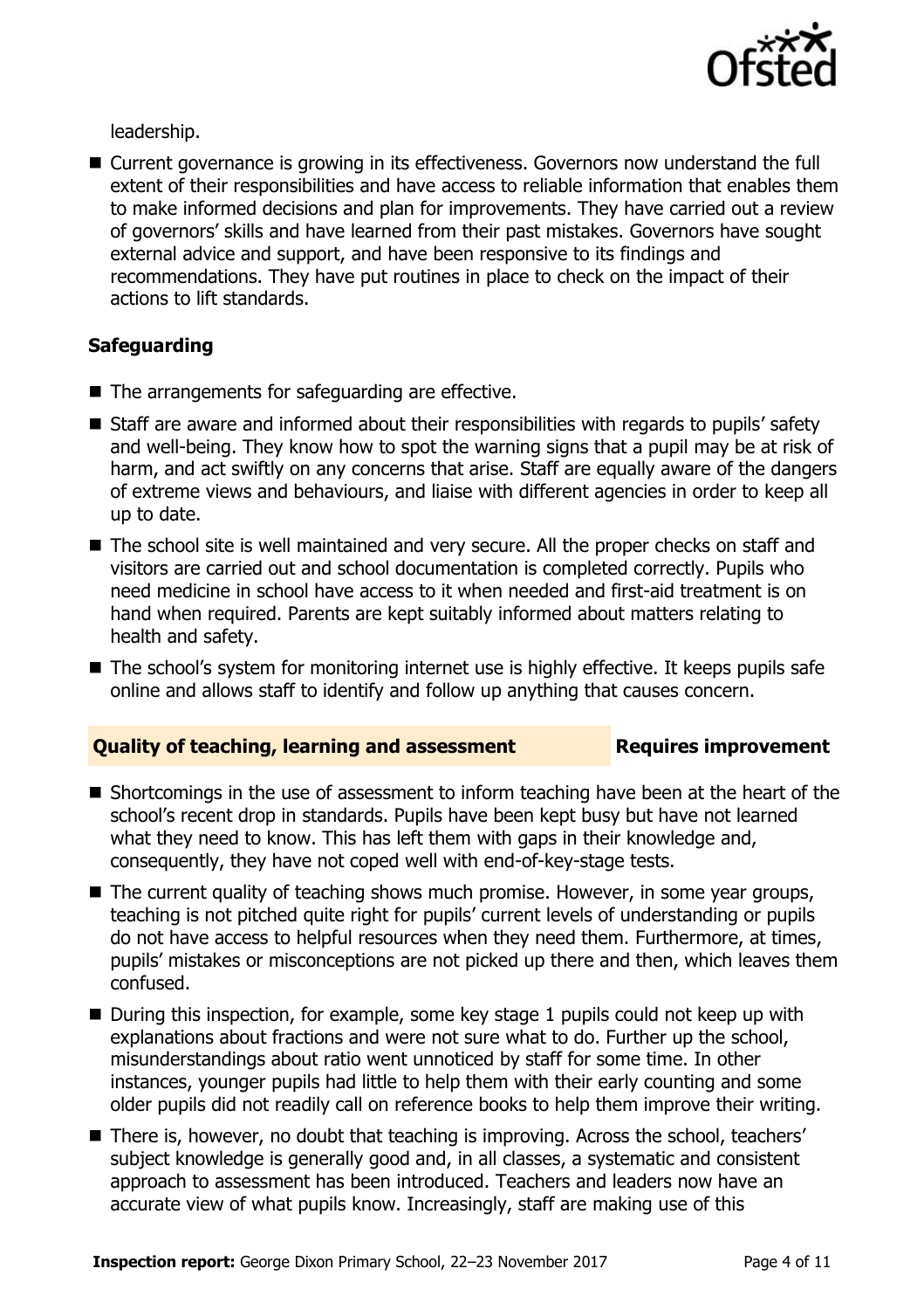leadership.

- Current governance is growing in its effectiveness. Governors now understand the full extent of their responsibilities and have access to reliable information that enables them to make informed decisions and plan for improvements. They have carried out a review of governors' skills and have learned from their past mistakes. Governors have sought external advice and support, and have been responsive to its findings and recommendations. They have put routines in place to check on the impact of their actions to lift standards.

### Safeguarding

- The arrangements for safeguarding are effective.
- Staff are aware and informed about their responsibilities with regards to pupils' safety and well-being. They know how to spot the warning signs that a pupil may be at risk of harm, and act swiftly on any concerns that arise. Staff are equally aware of the dangers of extreme views and behaviours, and liaise with different agencies in order to keep all up to date.
- The school site is well maintained and very secure. All the proper checks on staff and visitors are carried out and school documentation is completed correctly. Pupils who need medicine in school have access to it when needed and first-aid treatment is on hand when required. Parents are kept suitably informed about matters relating to health and safety.
- The school's system for monitoring internet use is highly effective. It keeps pupils safe online and allows staff to identify and follow up anything that causes concern.

## Quality of teaching, learning and assessment — Requires improvement

- Shortcomings in the use of assessment to inform teaching have been at the heart of the school's recent drop in standards. Pupils have been kept busy but have not learned what they need to know. This has left them with gaps in their knowledge and, consequently, they have not coped well with end-of-key-stage tests.
- The current quality of teaching shows much promise. However, in some year groups, teaching is not pitched quite right for pupils' current levels of understanding or pupils do not have access to helpful resources when they need them. Furthermore, at times, pupils' mistakes or misconceptions are not picked up there and then, which leaves them confused.
- During this inspection, for example, some key stage 1 pupils could not keep up with explanations about fractions and were not sure what to do. Further up the school, misunderstandings about ratio went unnoticed by staff for some time. In other instances, younger pupils had little to help them with their early counting and some older pupils did not readily call on reference books to help them improve their writing.
- There is, however, no doubt that teaching is improving. Across the school, teachers' subject knowledge is generally good and, in all classes, a systematic and consistent approach to assessment has been introduced. Teachers and leaders now have an accurate view of what pupils know. Increasingly, staff are making use of this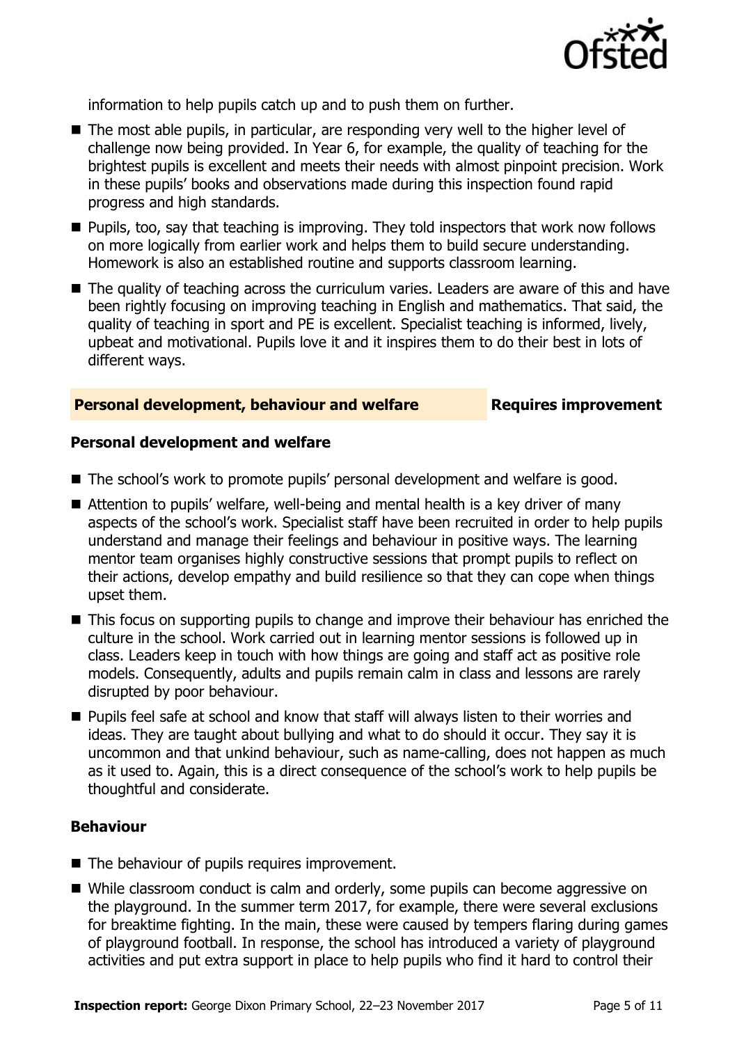information to help pupils catch up and to push them on further.

- The most able pupils, in particular, are responding very well to the higher level of challenge now being provided. In Year 6, for example, the quality of teaching for the brightest pupils is excellent and meets their needs with almost pinpoint precision. Work in these pupils' books and observations made during this inspection found rapid progress and high standards.
- Pupils, too, say that teaching is improving. They told inspectors that work now follows on more logically from earlier work and helps them to build secure understanding. Homework is also an established routine and supports classroom learning.
- The quality of teaching across the curriculum varies. Leaders are aware of this and have been rightly focusing on improving teaching in English and mathematics. That said, the quality of teaching in sport and PE is excellent. Specialist teaching is informed, lively, upbeat and motivational. Pupils love it and it inspires them to do their best in lots of different ways.

## Personal development, behaviour and welfare — Requires improvement

### Personal development and welfare

- The school's work to promote pupils' personal development and welfare is good.
- Attention to pupils' welfare, well-being and mental health is a key driver of many aspects of the school's work. Specialist staff have been recruited in order to help pupils understand and manage their feelings and behaviour in positive ways. The learning mentor team organises highly constructive sessions that prompt pupils to reflect on their actions, develop empathy and build resilience so that they can cope when things upset them.
- This focus on supporting pupils to change and improve their behaviour has enriched the culture in the school. Work carried out in learning mentor sessions is followed up in class. Leaders keep in touch with how things are going and staff act as positive role models. Consequently, adults and pupils remain calm in class and lessons are rarely disrupted by poor behaviour.
- Pupils feel safe at school and know that staff will always listen to their worries and ideas. They are taught about bullying and what to do should it occur. They say it is uncommon and that unkind behaviour, such as name-calling, does not happen as much as it used to. Again, this is a direct consequence of the school's work to help pupils be thoughtful and considerate.

### Behaviour

- The behaviour of pupils requires improvement.
- While classroom conduct is calm and orderly, some pupils can become aggressive on the playground. In the summer term 2017, for example, there were several exclusions for breaktime fighting. In the main, these were caused by tempers flaring during games of playground football. In response, the school has introduced a variety of playground activities and put extra support in place to help pupils who find it hard to control their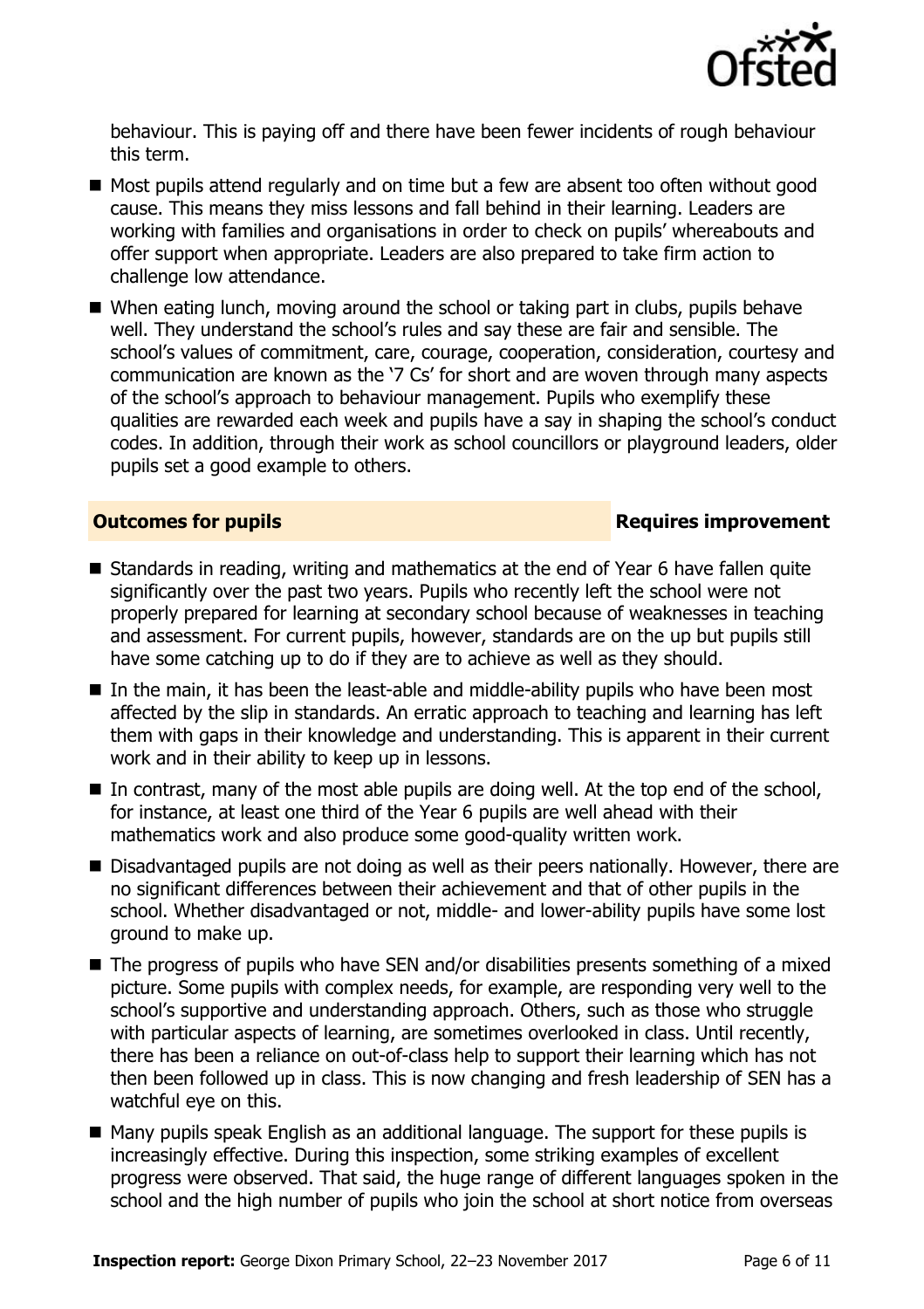behaviour. This is paying off and there have been fewer incidents of rough behaviour this term.

- Most pupils attend regularly and on time but a few are absent too often without good cause. This means they miss lessons and fall behind in their learning. Leaders are working with families and organisations in order to check on pupils' whereabouts and offer support when appropriate. Leaders are also prepared to take firm action to challenge low attendance.
- When eating lunch, moving around the school or taking part in clubs, pupils behave well. They understand the school's rules and say these are fair and sensible. The school's values of commitment, care, courage, cooperation, consideration, courtesy and communication are known as the '7 Cs' for short and are woven through many aspects of the school's approach to behaviour management. Pupils who exemplify these qualities are rewarded each week and pupils have a say in shaping the school's conduct codes. In addition, through their work as school councillors or playground leaders, older pupils set a good example to others.

## Outcomes for pupils — Requires improvement

- Standards in reading, writing and mathematics at the end of Year 6 have fallen quite significantly over the past two years. Pupils who recently left the school were not properly prepared for learning at secondary school because of weaknesses in teaching and assessment. For current pupils, however, standards are on the up but pupils still have some catching up to do if they are to achieve as well as they should.
- In the main, it has been the least-able and middle-ability pupils who have been most affected by the slip in standards. An erratic approach to teaching and learning has left them with gaps in their knowledge and understanding. This is apparent in their current work and in their ability to keep up in lessons.
- In contrast, many of the most able pupils are doing well. At the top end of the school, for instance, at least one third of the Year 6 pupils are well ahead with their mathematics work and also produce some good-quality written work.
- Disadvantaged pupils are not doing as well as their peers nationally. However, there are no significant differences between their achievement and that of other pupils in the school. Whether disadvantaged or not, middle- and lower-ability pupils have some lost ground to make up.
- The progress of pupils who have SEN and/or disabilities presents something of a mixed picture. Some pupils with complex needs, for example, are responding very well to the school's supportive and understanding approach. Others, such as those who struggle with particular aspects of learning, are sometimes overlooked in class. Until recently, there has been a reliance on out-of-class help to support their learning which has not then been followed up in class. This is now changing and fresh leadership of SEN has a watchful eye on this.
- Many pupils speak English as an additional language. The support for these pupils is increasingly effective. During this inspection, some striking examples of excellent progress were observed. That said, the huge range of different languages spoken in the school and the high number of pupils who join the school at short notice from overseas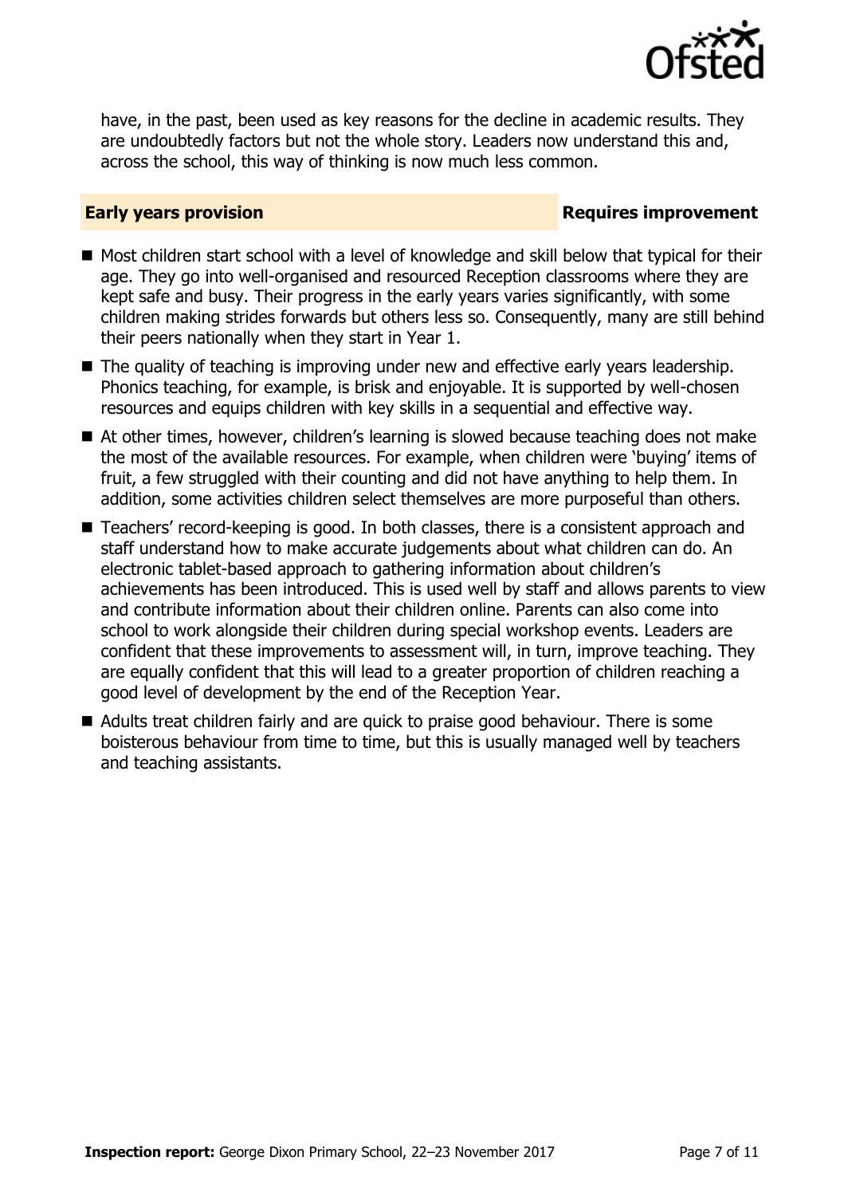have, in the past, been used as key reasons for the decline in academic results. They are undoubtedly factors but not the whole story. Leaders now understand this and, across the school, this way of thinking is now much less common.

## Early years provision — Requires improvement

- Most children start school with a level of knowledge and skill below that typical for their age. They go into well-organised and resourced Reception classrooms where they are kept safe and busy. Their progress in the early years varies significantly, with some children making strides forwards but others less so. Consequently, many are still behind their peers nationally when they start in Year 1.
- The quality of teaching is improving under new and effective early years leadership. Phonics teaching, for example, is brisk and enjoyable. It is supported by well-chosen resources and equips children with key skills in a sequential and effective way.
- At other times, however, children's learning is slowed because teaching does not make the most of the available resources. For example, when children were 'buying' items of fruit, a few struggled with their counting and did not have anything to help them. In addition, some activities children select themselves are more purposeful than others.
- Teachers' record-keeping is good. In both classes, there is a consistent approach and staff understand how to make accurate judgements about what children can do. An electronic tablet-based approach to gathering information about children's achievements has been introduced. This is used well by staff and allows parents to view and contribute information about their children online. Parents can also come into school to work alongside their children during special workshop events. Leaders are confident that these improvements to assessment will, in turn, improve teaching. They are equally confident that this will lead to a greater proportion of children reaching a good level of development by the end of the Reception Year.
- Adults treat children fairly and are quick to praise good behaviour. There is some boisterous behaviour from time to time, but this is usually managed well by teachers and teaching assistants.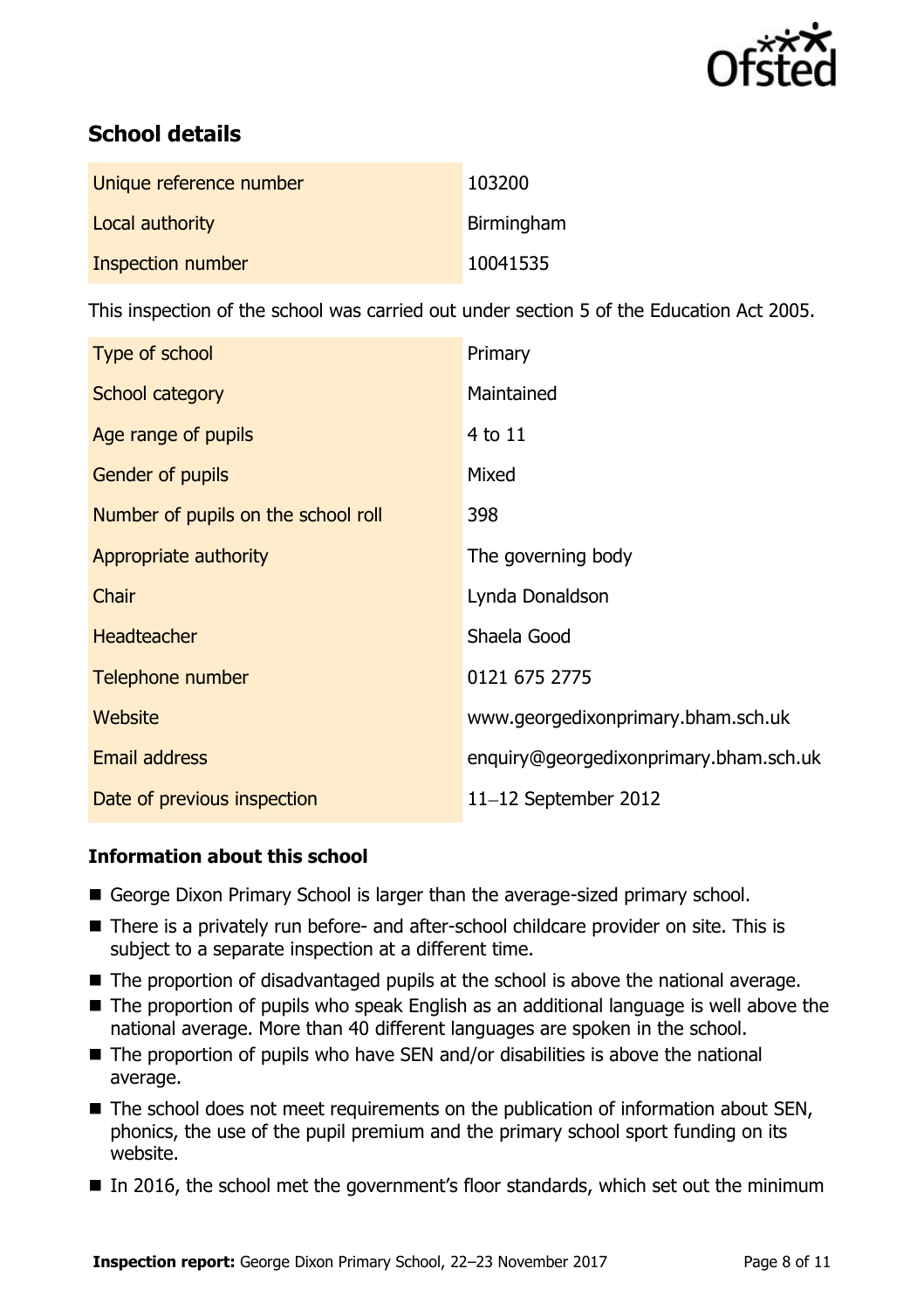## School details

| Unique reference number | 103200 |
|---|---|
| Local authority | Birmingham |
| Inspection number | 10041535 |

This inspection of the school was carried out under section 5 of the Education Act 2005.

| Type of school | Primary |
|---|---|
| School category | Maintained |
| Age range of pupils | 4 to 11 |
| Gender of pupils | Mixed |
| Number of pupils on the school roll | 398 |
| Appropriate authority | The governing body |
| Chair | Lynda Donaldson |
| Headteacher | Shaela Good |
| Telephone number | 0121 675 2775 |
| Website | www.georgedixonprimary.bham.sch.uk |
| Email address | enquiry@georgedixonprimary.bham.sch.uk |
| Date of previous inspection | 11–12 September 2012 |

### Information about this school

- George Dixon Primary School is larger than the average-sized primary school.
- There is a privately run before- and after-school childcare provider on site. This is subject to a separate inspection at a different time.
- The proportion of disadvantaged pupils at the school is above the national average.
- The proportion of pupils who speak English as an additional language is well above the national average. More than 40 different languages are spoken in the school.
- The proportion of pupils who have SEN and/or disabilities is above the national average.
- The school does not meet requirements on the publication of information about SEN, phonics, the use of the pupil premium and the primary school sport funding on its website.
- In 2016, the school met the government's floor standards, which set out the minimum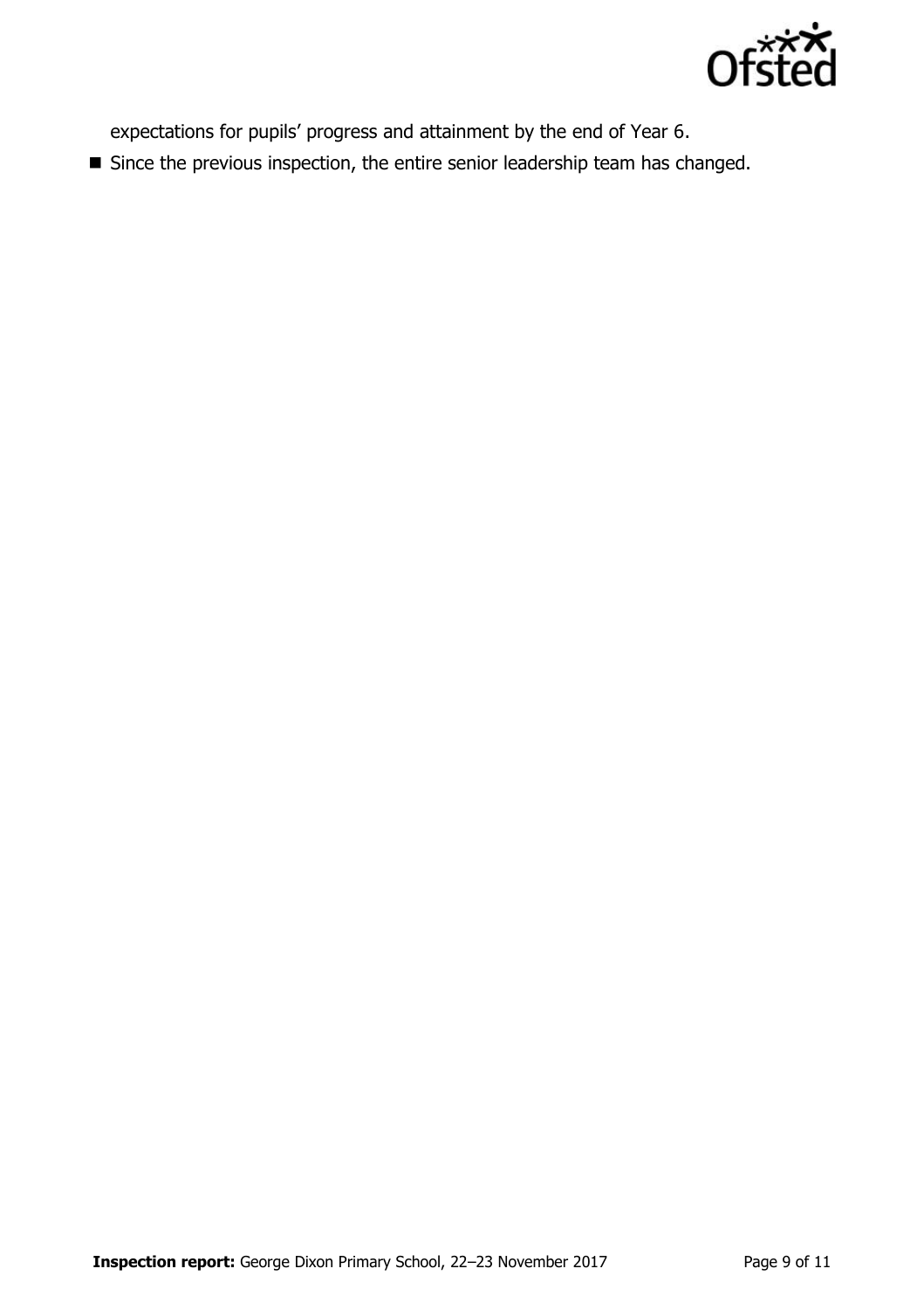expectations for pupils' progress and attainment by the end of Year 6.

- Since the previous inspection, the entire senior leadership team has changed.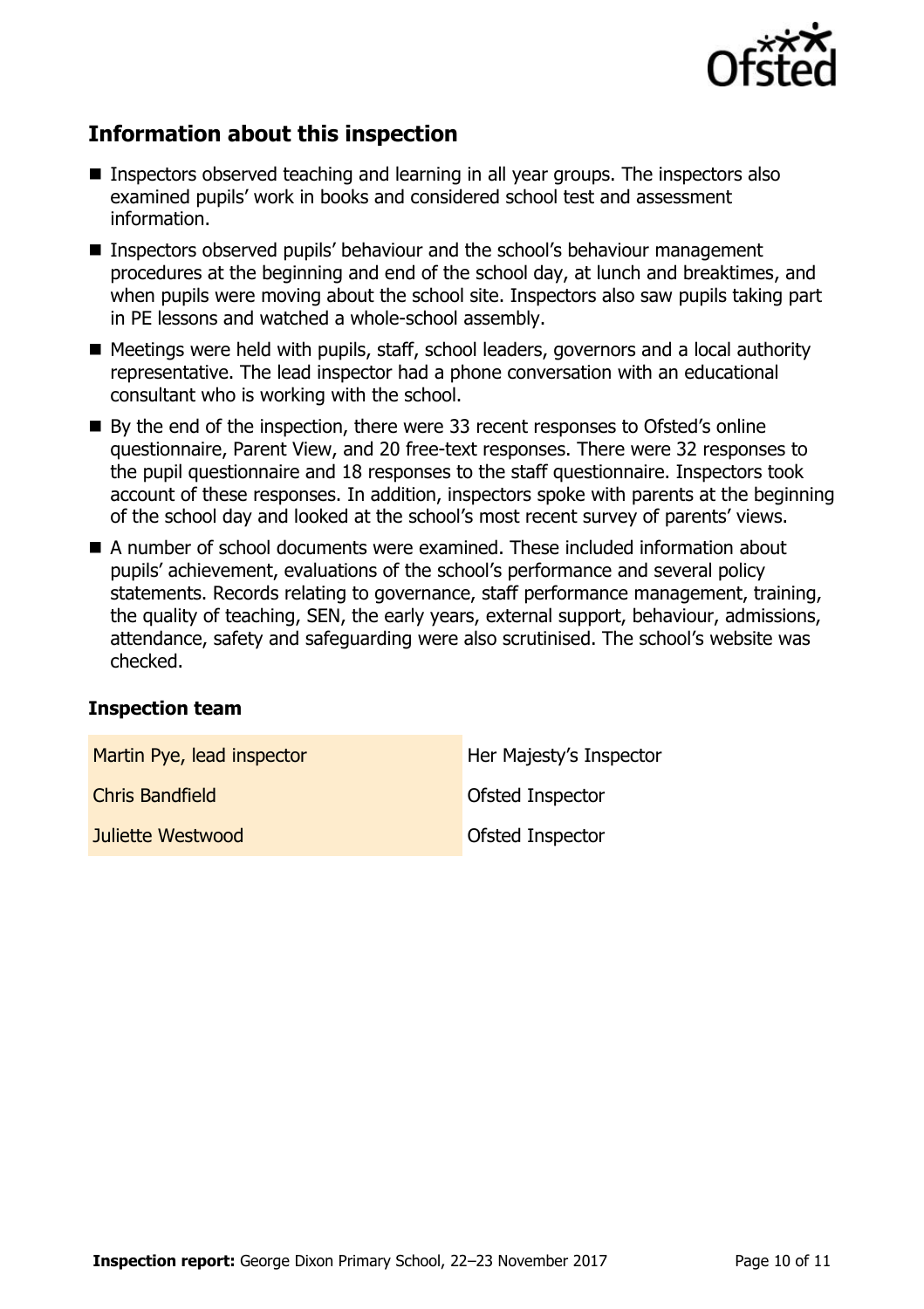## Information about this inspection

- Inspectors observed teaching and learning in all year groups. The inspectors also examined pupils' work in books and considered school test and assessment information.
- Inspectors observed pupils' behaviour and the school's behaviour management procedures at the beginning and end of the school day, at lunch and breaktimes, and when pupils were moving about the school site. Inspectors also saw pupils taking part in PE lessons and watched a whole-school assembly.
- Meetings were held with pupils, staff, school leaders, governors and a local authority representative. The lead inspector had a phone conversation with an educational consultant who is working with the school.
- By the end of the inspection, there were 33 recent responses to Ofsted's online questionnaire, Parent View, and 20 free-text responses. There were 32 responses to the pupil questionnaire and 18 responses to the staff questionnaire. Inspectors took account of these responses. In addition, inspectors spoke with parents at the beginning of the school day and looked at the school's most recent survey of parents' views.
- A number of school documents were examined. These included information about pupils' achievement, evaluations of the school's performance and several policy statements. Records relating to governance, staff performance management, training, the quality of teaching, SEN, the early years, external support, behaviour, admissions, attendance, safety and safeguarding were also scrutinised. The school's website was checked.

### Inspection team

| | |
|---|---|
| Martin Pye, lead inspector | Her Majesty's Inspector |
| Chris Bandfield | Ofsted Inspector |
| Juliette Westwood | Ofsted Inspector |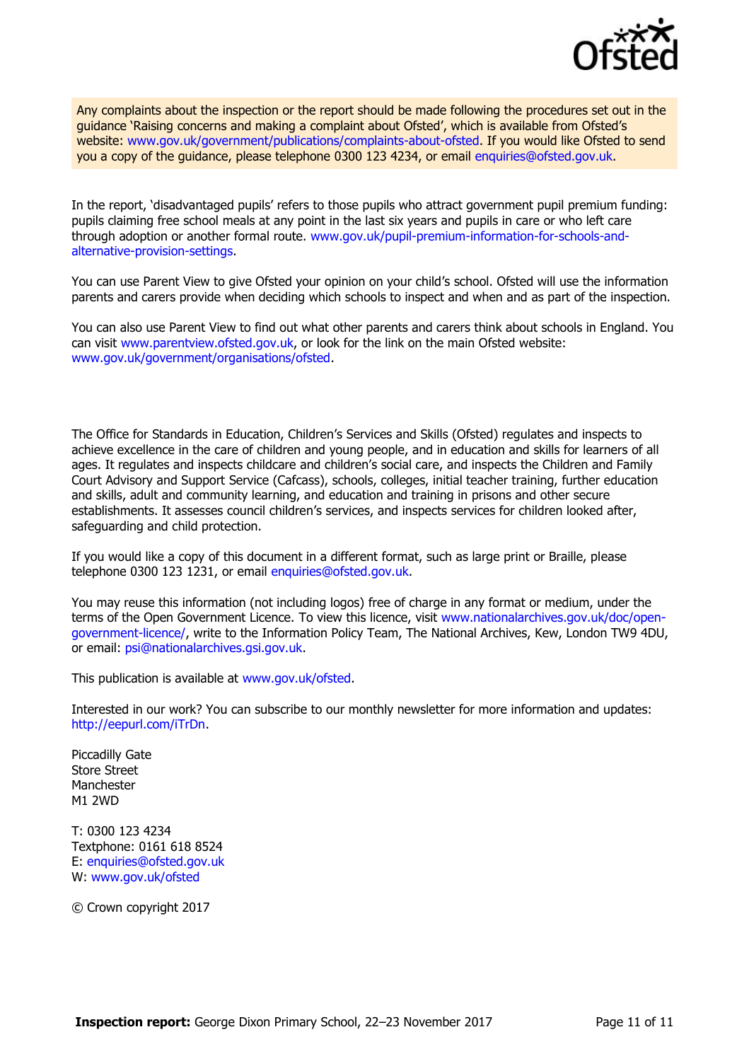Any complaints about the inspection or the report should be made following the procedures set out in the guidance 'Raising concerns and making a complaint about Ofsted', which is available from Ofsted's website: www.gov.uk/government/publications/complaints-about-ofsted. If you would like Ofsted to send you a copy of the guidance, please telephone 0300 123 4234, or email enquiries@ofsted.gov.uk.

In the report, 'disadvantaged pupils' refers to those pupils who attract government pupil premium funding: pupils claiming free school meals at any point in the last six years and pupils in care or who left care through adoption or another formal route. www.gov.uk/pupil-premium-information-for-schools-and-alternative-provision-settings.

You can use Parent View to give Ofsted your opinion on your child's school. Ofsted will use the information parents and carers provide when deciding which schools to inspect and when and as part of the inspection.

You can also use Parent View to find out what other parents and carers think about schools in England. You can visit www.parentview.ofsted.gov.uk, or look for the link on the main Ofsted website: www.gov.uk/government/organisations/ofsted.

The Office for Standards in Education, Children's Services and Skills (Ofsted) regulates and inspects to achieve excellence in the care of children and young people, and in education and skills for learners of all ages. It regulates and inspects childcare and children's social care, and inspects the Children and Family Court Advisory and Support Service (Cafcass), schools, colleges, initial teacher training, further education and skills, adult and community learning, and education and training in prisons and other secure establishments. It assesses council children's services, and inspects services for children looked after, safeguarding and child protection.

If you would like a copy of this document in a different format, such as large print or Braille, please telephone 0300 123 1231, or email enquiries@ofsted.gov.uk.

You may reuse this information (not including logos) free of charge in any format or medium, under the terms of the Open Government Licence. To view this licence, visit www.nationalarchives.gov.uk/doc/open-government-licence/, write to the Information Policy Team, The National Archives, Kew, London TW9 4DU, or email: psi@nationalarchives.gsi.gov.uk.

This publication is available at www.gov.uk/ofsted.

Interested in our work? You can subscribe to our monthly newsletter for more information and updates: http://eepurl.com/iTrDn.

Piccadilly Gate
Store Street
Manchester
M1 2WD

T: 0300 123 4234
Textphone: 0161 618 8524
E: enquiries@ofsted.gov.uk
W: www.gov.uk/ofsted

© Crown copyright 2017